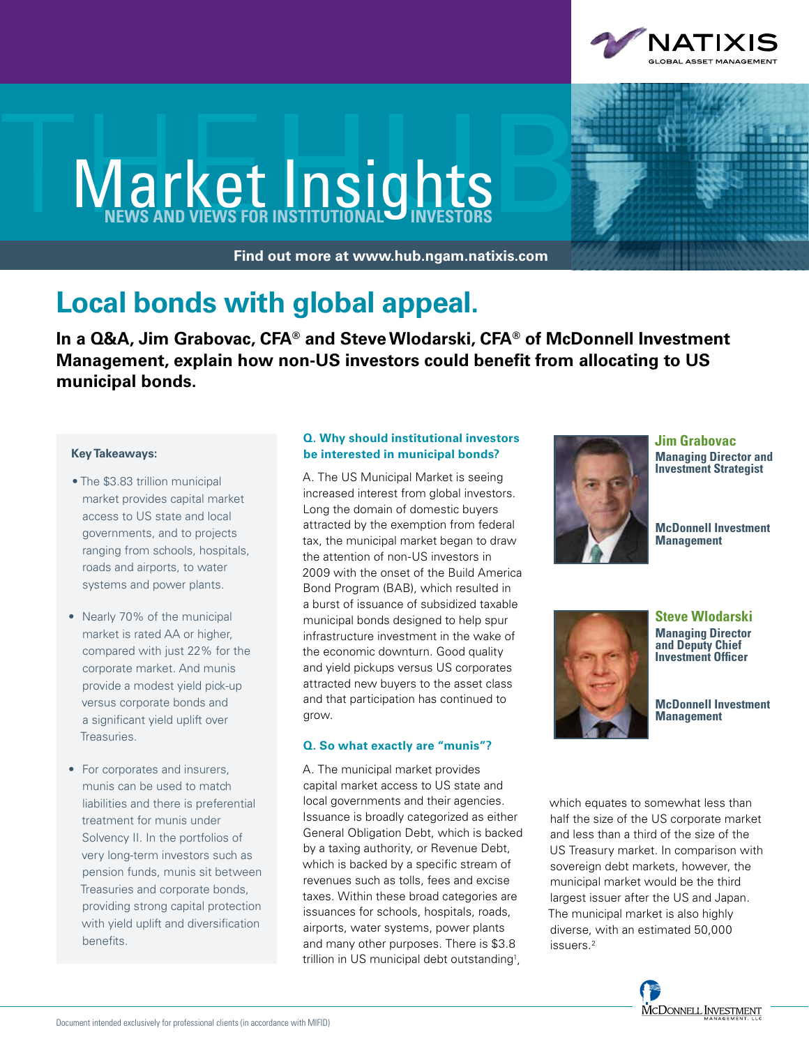NATIXIS GLOBAL ASSET MANAGEMENT

# Market Insights

NEWS AND VIEWS FOR INSTITUTIONAL INVESTORS

**Find out more at www.hub.ngam.natixis.com**

## Local bonds with global appeal.

**In a Q&A, Jim Grabovac, CFA® and Steve Wlodarski, CFA® of McDonnell Investment Management, explain how non-US investors could benefit from allocating to US municipal bonds.**

**Key Takeaways:**

- The $3.83 trillion municipal market provides capital market access to US state and local governments, and to projects ranging from schools, hospitals, roads and airports, to water systems and power plants.
- Nearly 70% of the municipal market is rated AA or higher, compared with just 22% for the corporate market. And munis provide a modest yield pick-up versus corporate bonds and a significant yield uplift over Treasuries.
- For corporates and insurers, munis can be used to match liabilities and there is preferential treatment for munis under Solvency II. In the portfolios of very long-term investors such as pension funds, munis sit between Treasuries and corporate bonds, providing strong capital protection with yield uplift and diversification benefits.

**Jim Grabovac**
**Managing Director and Investment Strategist**
**McDonnell Investment Management**

**Steve Wlodarski**
**Managing Director and Deputy Chief Investment Officer**
**McDonnell Investment Management**

### Q. Why should institutional investors be interested in municipal bonds?

A. The US Municipal Market is seeing increased interest from global investors. Long the domain of domestic buyers attracted by the exemption from federal tax, the municipal market began to draw the attention of non-US investors in 2009 with the onset of the Build America Bond Program (BAB), which resulted in a burst of issuance of subsidized taxable municipal bonds designed to help spur infrastructure investment in the wake of the economic downturn. Good quality and yield pickups versus US corporates attracted new buyers to the asset class and that participation has continued to grow.

### Q. So what exactly are "munis"?

A. The municipal market provides capital market access to US state and local governments and their agencies. Issuance is broadly categorized as either General Obligation Debt, which is backed by a taxing authority, or Revenue Debt, which is backed by a specific stream of revenues such as tolls, fees and excise taxes. Within these broad categories are issuances for schools, hospitals, roads, airports, water systems, power plants and many other purposes. There is $3.8 trillion in US municipal debt outstanding[1], which equates to somewhat less than half the size of the US corporate market and less than a third of the size of the US Treasury market. In comparison with sovereign debt markets, however, the municipal market would be the third largest issuer after the US and Japan. The municipal market is also highly diverse, with an estimated 50,000 issuers.[2]

McDonnell Investment Management, LLC

Document intended exclusively for professional clients (in accordance with MIFID)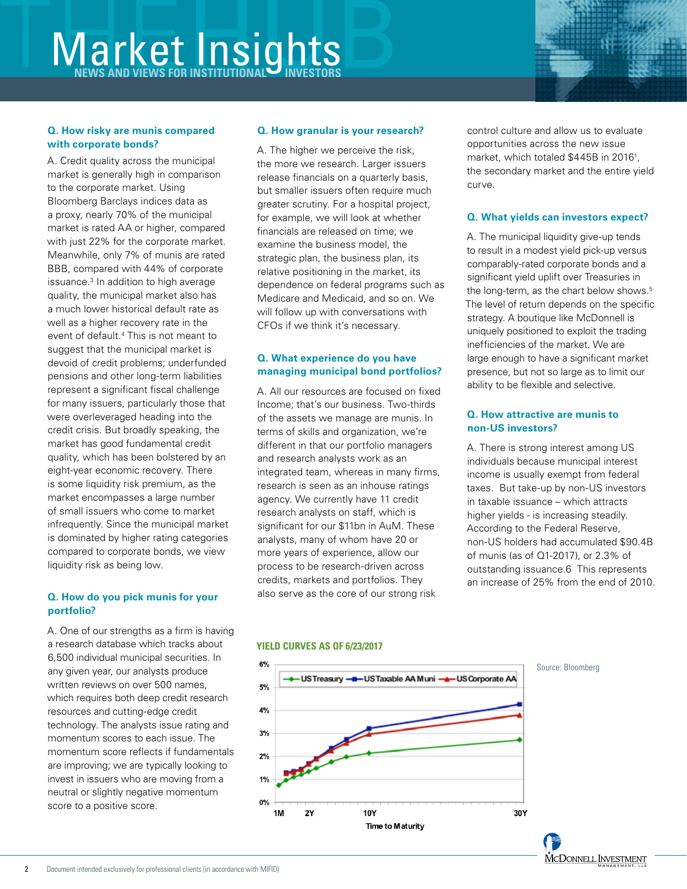# Market Insights

NEWS AND VIEWS FOR INSTITUTIONAL INVESTORS

### Q. How risky are munis compared with corporate bonds?

A. Credit quality across the municipal market is generally high in comparison to the corporate market. Using Bloomberg Barclays indices data as a proxy, nearly 70% of the municipal market is rated AA or higher, compared with just 22% for the corporate market. Meanwhile, only 7% of munis are rated BBB, compared with 44% of corporate issuance.[3] In addition to high average quality, the municipal market also has a much lower historical default rate as well as a higher recovery rate in the event of default.[4] This is not meant to suggest that the municipal market is devoid of credit problems; underfunded pensions and other long-term liabilities represent a significant fiscal challenge for many issuers, particularly those that were overleveraged heading into the credit crisis. But broadly speaking, the market has good fundamental credit quality, which has been bolstered by an eight-year economic recovery. There is some liquidity risk premium, as the market encompasses a large number of small issuers who come to market infrequently. Since the municipal market is dominated by higher rating categories compared to corporate bonds, we view liquidity risk as being low.

### Q. How do you pick munis for your portfolio?

A. One of our strengths as a firm is having a research database which tracks about 6,500 individual municipal securities. In any given year, our analysts produce written reviews on over 500 names, which requires both deep credit research resources and cutting-edge credit technology. The analysts issue rating and momentum scores to each issue. The momentum score reflects if fundamentals are improving; we are typically looking to invest in issuers who are moving from a neutral or slightly negative momentum score to a positive score.

### Q. How granular is your research?

A. The higher we perceive the risk, the more we research. Larger issuers release financials on a quarterly basis, but smaller issuers often require much greater scrutiny. For a hospital project, for example, we will look at whether financials are released on time; we examine the business model, the strategic plan, the business plan, its relative positioning in the market, its dependence on federal programs such as Medicare and Medicaid, and so on. We will follow up with conversations with CFOs if we think it's necessary.

### Q. What experience do you have managing municipal bond portfolios?

A. All our resources are focused on fixed Income; that's our business. Two-thirds of the assets we manage are munis. In terms of skills and organization, we're different in that our portfolio managers and research analysts work as an integrated team, whereas in many firms, research is seen as an inhouse ratings agency. We currently have 11 credit research analysts on staff, which is significant for our $11bn in AuM. These analysts, many of whom have 20 or more years of experience, allow our process to be research-driven across credits, markets and portfolios. They also serve as the core of our strong risk control culture and allow us to evaluate opportunities across the new issue market, which totaled $445B in 2016[1], the secondary market and the entire yield curve.

### Q. What yields can investors expect?

A. The municipal liquidity give-up tends to result in a modest yield pick-up versus comparably-rated corporate bonds and a significant yield uplift over Treasuries in the long-term, as the chart below shows.[5] The level of return depends on the specific strategy. A boutique like McDonnell is uniquely positioned to exploit the trading inefficiencies of the market. We are large enough to have a significant market presence, but not so large as to limit our ability to be flexible and selective.

### Q. How attractive are munis to non-US investors?

A. There is strong interest among US individuals because municipal interest income is usually exempt from federal taxes. But take-up by non-US investors in taxable issuance – which attracts higher yields - is increasing steadily. According to the Federal Reserve, non-US holders had accumulated $90.4B of munis (as of Q1-2017), or 2.3% of outstanding issuance.6 This represents an increase of 25% from the end of 2010.

**YIELD CURVES AS OF 6/23/2017**

Legend: US Treasury, US Taxable AA Muni, US Corporate AA

Y-axis: 0%, 1%, 2%, 3%, 4%, 5%, 6%

X-axis: 1M, 2Y, 10Y, 30Y — Time to Maturity

Source: Bloomberg

Document intended exclusively for professional clients (in accordance with MIFID)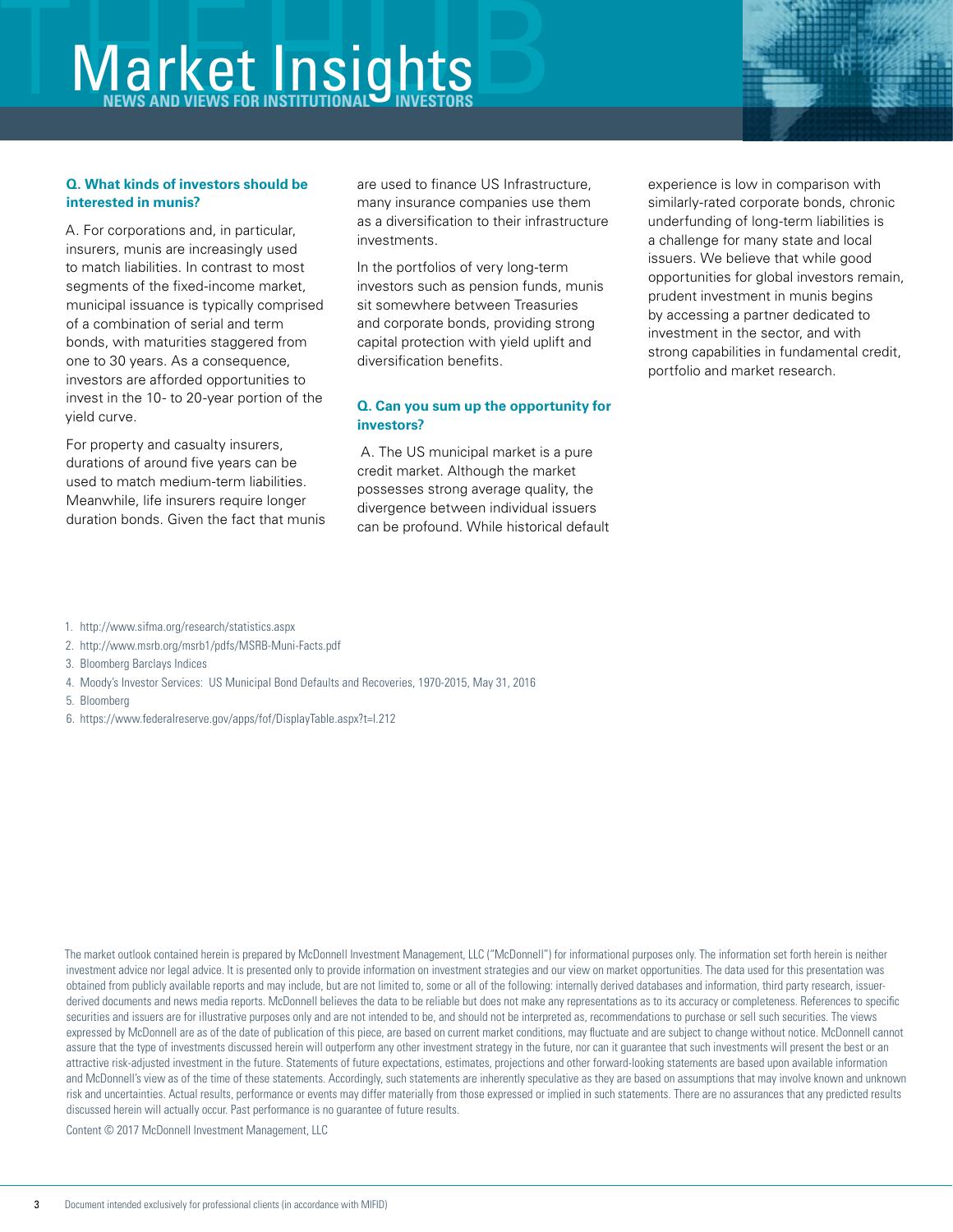**Q. What kinds of investors should be interested in munis?**

A. For corporations and, in particular, insurers, munis are increasingly used to match liabilities. In contrast to most segments of the fixed-income market, municipal issuance is typically comprised of a combination of serial and term bonds, with maturities staggered from one to 30 years. As a consequence, investors are afforded opportunities to invest in the 10- to 20-year portion of the yield curve.

For property and casualty insurers, durations of around five years can be used to match medium-term liabilities. Meanwhile, life insurers require longer duration bonds. Given the fact that munis are used to finance US Infrastructure, many insurance companies use them as a diversification to their infrastructure investments.

In the portfolios of very long-term investors such as pension funds, munis sit somewhere between Treasuries and corporate bonds, providing strong capital protection with yield uplift and diversification benefits.

**Q. Can you sum up the opportunity for investors?**

A. The US municipal market is a pure credit market. Although the market possesses strong average quality, the divergence between individual issuers can be profound. While historical default experience is low in comparison with similarly-rated corporate bonds, chronic underfunding of long-term liabilities is a challenge for many state and local issuers. We believe that while good opportunities for global investors remain, prudent investment in munis begins by accessing a partner dedicated to investment in the sector, and with strong capabilities in fundamental credit, portfolio and market research.

1. http://www.sifma.org/research/statistics.aspx
2. http://www.msrb.org/msrb1/pdfs/MSRB-Muni-Facts.pdf
3. Bloomberg Barclays Indices
4. Moody's Investor Services: US Municipal Bond Defaults and Recoveries, 1970-2015, May 31, 2016
5. Bloomberg
6. https://www.federalreserve.gov/apps/fof/DisplayTable.aspx?t=l.212

The market outlook contained herein is prepared by McDonnell Investment Management, LLC ("McDonnell") for informational purposes only. The information set forth herein is neither investment advice nor legal advice. It is presented only to provide information on investment strategies and our view on market opportunities. The data used for this presentation was obtained from publicly available reports and may include, but are not limited to, some or all of the following: internally derived databases and information, third party research, issuer-derived documents and news media reports. McDonnell believes the data to be reliable but does not make any representations as to its accuracy or completeness. References to specific securities and issuers are for illustrative purposes only and are not intended to be, and should not be interpreted as, recommendations to purchase or sell such securities. The views expressed by McDonnell are as of the date of publication of this piece, are based on current market conditions, may fluctuate and are subject to change without notice. McDonnell cannot assure that the type of investments discussed herein will outperform any other investment strategy in the future, nor can it guarantee that such investments will present the best or an attractive risk-adjusted investment in the future. Statements of future expectations, estimates, projections and other forward-looking statements are based upon available information and McDonnell's view as of the time of these statements. Accordingly, such statements are inherently speculative as they are based on assumptions that may involve known and unknown risk and uncertainties. Actual results, performance or events may differ materially from those expressed or implied in such statements. There are no assurances that any predicted results discussed herein will actually occur. Past performance is no guarantee of future results.

Content © 2017 McDonnell Investment Management, LLC

Document intended exclusively for professional clients (in accordance with MIFID)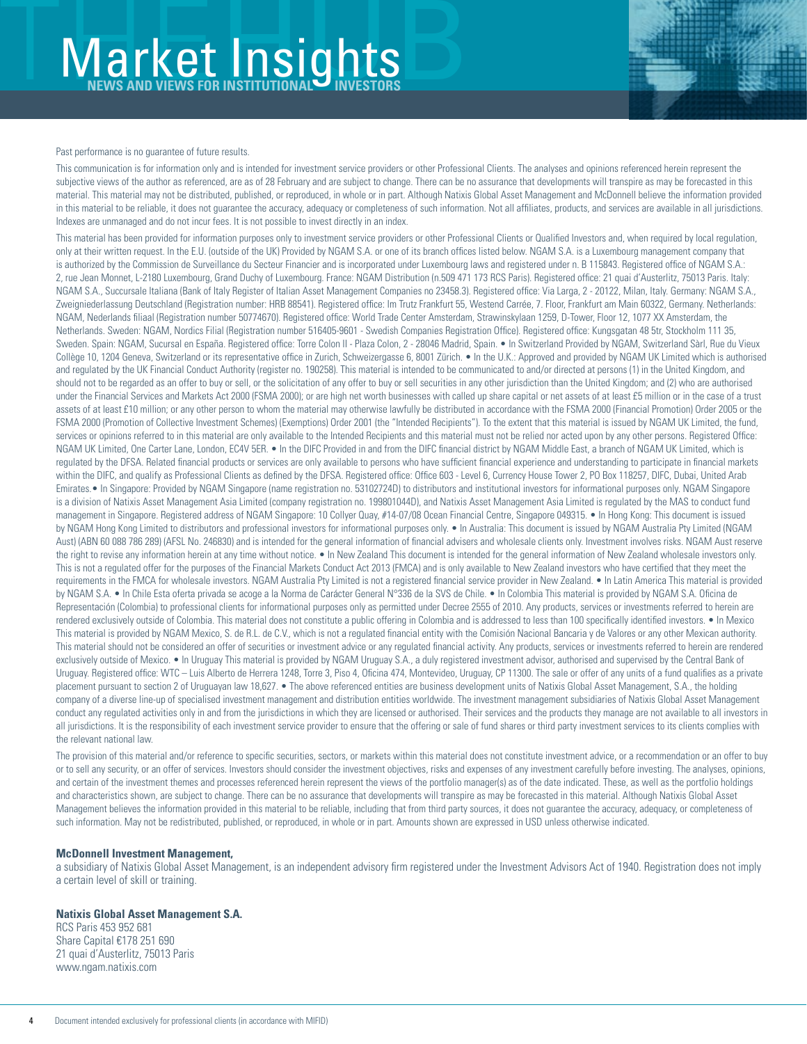# Market Insights

**NEWS AND VIEWS FOR INSTITUTIONAL INVESTORS**

Past performance is no guarantee of future results.

This communication is for information only and is intended for investment service providers or other Professional Clients. The analyses and opinions referenced herein represent the subjective views of the author as referenced, are as of 28 February and are subject to change. There can be no assurance that developments will transpire as may be forecasted in this material. This material may not be distributed, published, or reproduced, in whole or in part. Although Natixis Global Asset Management and McDonnell believe the information provided in this material to be reliable, it does not guarantee the accuracy, adequacy or completeness of such information. Not all affiliates, products, and services are available in all jurisdictions. Indexes are unmanaged and do not incur fees. It is not possible to invest directly in an index.

This material has been provided for information purposes only to investment service providers or other Professional Clients or Qualified Investors and, when required by local regulation, only at their written request. In the E.U. (outside of the UK) Provided by NGAM S.A. or one of its branch offices listed below. NGAM S.A. is a Luxembourg management company that is authorized by the Commission de Surveillance du Secteur Financier and is incorporated under Luxembourg laws and registered under n. B 115843. Registered office of NGAM S.A.: 2, rue Jean Monnet, L-2180 Luxembourg, Grand Duchy of Luxembourg. France: NGAM Distribution (n.509 471 173 RCS Paris). Registered office: 21 quai d'Austerlitz, 75013 Paris. Italy: NGAM S.A., Succursale Italiana (Bank of Italy Register of Italian Asset Management Companies no 23458.3). Registered office: Via Larga, 2 - 20122, Milan, Italy. Germany: NGAM S.A., Zweigniederlassung Deutschland (Registration number: HRB 88541). Registered office: Im Trutz Frankfurt 55, Westend Carrée, 7. Floor, Frankfurt am Main 60322, Germany. Netherlands: NGAM, Nederlands filiaal (Registration number 50774670). Registered office: World Trade Center Amsterdam, Strawinskylaan 1259, D-Tower, Floor 12, 1077 XX Amsterdam, the Netherlands. Sweden: NGAM, Nordics Filial (Registration number 516405-9601 - Swedish Companies Registration Office). Registered office: Kungsgatan 48 5tr, Stockholm 111 35, Sweden. Spain: NGAM, Sucursal en España. Registered office: Torre Colon II - Plaza Colon, 2 - 28046 Madrid, Spain. • In Switzerland Provided by NGAM, Switzerland Sàrl, Rue du Vieux Collège 10, 1204 Geneva, Switzerland or its representative office in Zurich, Schweizergasse 6, 8001 Zürich. • In the U.K.: Approved and provided by NGAM UK Limited which is authorised and regulated by the UK Financial Conduct Authority (register no. 190258). This material is intended to be communicated to and/or directed at persons (1) in the United Kingdom, and should not to be regarded as an offer to buy or sell, or the solicitation of any offer to buy or sell securities in any other jurisdiction than the United Kingdom; and (2) who are authorised under the Financial Services and Markets Act 2000 (FSMA 2000); or are high net worth businesses with called up share capital or net assets of at least £5 million or in the case of a trust assets of at least £10 million; or any other person to whom the material may otherwise lawfully be distributed in accordance with the FSMA 2000 (Financial Promotion) Order 2005 or the FSMA 2000 (Promotion of Collective Investment Schemes) (Exemptions) Order 2001 (the "Intended Recipients"). To the extent that this material is issued by NGAM UK Limited, the fund, services or opinions referred to in this material are only available to the Intended Recipients and this material must not be relied nor acted upon by any other persons. Registered Office: NGAM UK Limited, One Carter Lane, London, EC4V 5ER. • In the DIFC Provided in and from the DIFC financial district by NGAM Middle East, a branch of NGAM UK Limited, which is regulated by the DFSA. Related financial products or services are only available to persons who have sufficient financial experience and understanding to participate in financial markets within the DIFC, and qualify as Professional Clients as defined by the DFSA. Registered office: Office 603 - Level 6, Currency House Tower 2, PO Box 118257, DIFC, Dubai, United Arab Emirates.• In Singapore: Provided by NGAM Singapore (name registration no. 53102724D) to distributors and institutional investors for informational purposes only. NGAM Singapore is a division of Natixis Asset Management Asia Limited (company registration no. 199801044D), and Natixis Asset Management Asia Limited is regulated by the MAS to conduct fund management in Singapore. Registered address of NGAM Singapore: 10 Collyer Quay, #14-07/08 Ocean Financial Centre, Singapore 049315. • In Hong Kong: This document is issued by NGAM Hong Kong Limited to distributors and professional investors for informational purposes only. • In Australia: This document is issued by NGAM Australia Pty Limited (NGAM Aust) (ABN 60 088 786 289) (AFSL No. 246830) and is intended for the general information of financial advisers and wholesale clients only. Investment involves risks. NGAM Aust reserve the right to revise any information herein at any time without notice. • In New Zealand This document is intended for the general information of New Zealand wholesale investors only. This is not a regulated offer for the purposes of the Financial Markets Conduct Act 2013 (FMCA) and is only available to New Zealand investors who have certified that they meet the requirements in the FMCA for wholesale investors. NGAM Australia Pty Limited is not a registered financial service provider in New Zealand. • In Latin America This material is provided by NGAM S.A. • In Chile Esta oferta privada se acoge a la Norma de Carácter General N°336 de la SVS de Chile. • In Colombia This material is provided by NGAM S.A. Oficina de Representación (Colombia) to professional clients for informational purposes only as permitted under Decree 2555 of 2010. Any products, services or investments referred to herein are rendered exclusively outside of Colombia. This material does not constitute a public offering in Colombia and is addressed to less than 100 specifically identified investors. • In Mexico This material is provided by NGAM Mexico, S. de R.L. de C.V., which is not a regulated financial entity with the Comisión Nacional Bancaria y de Valores or any other Mexican authority. This material should not be considered an offer of securities or investment advice or any regulated financial activity. Any products, services or investments referred to herein are rendered exclusively outside of Mexico. • In Uruguay This material is provided by NGAM Uruguay S.A., a duly registered investment advisor, authorised and supervised by the Central Bank of Uruguay. Registered office: WTC – Luis Alberto de Herrera 1248, Torre 3, Piso 4, Oficina 474, Montevideo, Uruguay, CP 11300. The sale or offer of any units of a fund qualifies as a private placement pursuant to section 2 of Uruguayan law 18,627. • The above referenced entities are business development units of Natixis Global Asset Management, S.A., the holding company of a diverse line-up of specialised investment management and distribution entities worldwide. The investment management subsidiaries of Natixis Global Asset Management conduct any regulated activities only in and from the jurisdictions in which they are licensed or authorised. Their services and the products they manage are not available to all investors in all jurisdictions. It is the responsibility of each investment service provider to ensure that the offering or sale of fund shares or third party investment services to its clients complies with the relevant national law.

The provision of this material and/or reference to specific securities, sectors, or markets within this material does not constitute investment advice, or a recommendation or an offer to buy or to sell any security, or an offer of services. Investors should consider the investment objectives, risks and expenses of any investment carefully before investing. The analyses, opinions, and certain of the investment themes and processes referenced herein represent the views of the portfolio manager(s) as of the date indicated. These, as well as the portfolio holdings and characteristics shown, are subject to change. There can be no assurance that developments will transpire as may be forecasted in this material. Although Natixis Global Asset Management believes the information provided in this material to be reliable, including that from third party sources, it does not guarantee the accuracy, adequacy, or completeness of such information. May not be redistributed, published, or reproduced, in whole or in part. Amounts shown are expressed in USD unless otherwise indicated.

**McDonnell Investment Management,**
a subsidiary of Natixis Global Asset Management, is an independent advisory firm registered under the Investment Advisors Act of 1940. Registration does not imply a certain level of skill or training.

**Natixis Global Asset Management S.A.**
RCS Paris 453 952 681
Share Capital €178 251 690
21 quai d'Austerlitz, 75013 Paris
www.ngam.natixis.com

Document intended exclusively for professional clients (in accordance with MIFID)